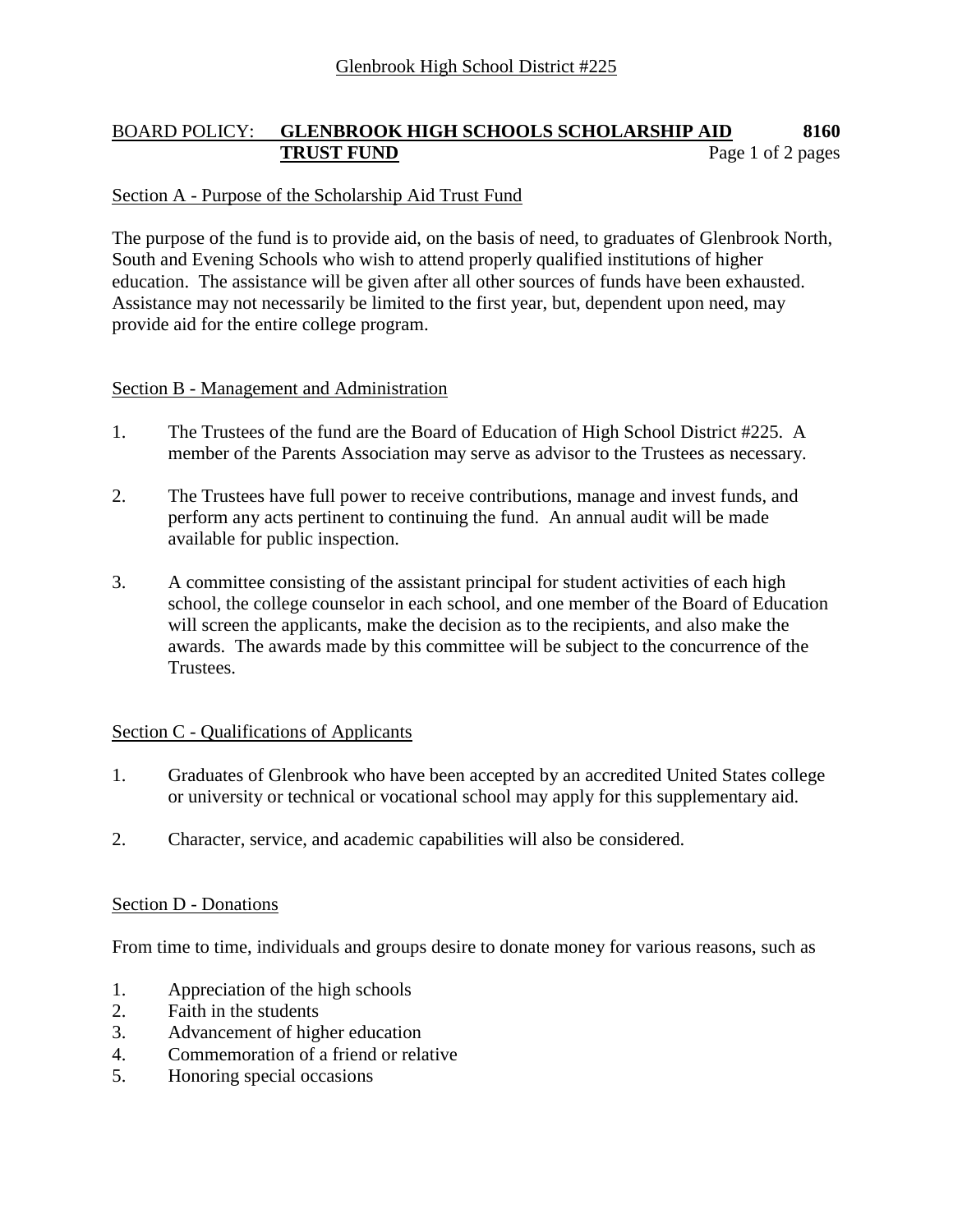Glenbrook High School District #225

# BOARD POLICY: GLENBROOK HIGH SCHOOLS SCHOLARSHIP AID TRUST FUND 8160

## Section A - Purpose of the Scholarship Aid Trust Fund

The purpose of the fund is to provide aid, on the basis of need, to graduates of Glenbrook North, South and Evening Schools who wish to attend properly qualified institutions of higher education. The assistance will be given after all other sources of funds have been exhausted. Assistance may not necessarily be limited to the first year, but, dependent upon need, may provide aid for the entire college program.

## Section B - Management and Administration

1. The Trustees of the fund are the Board of Education of High School District #225. A member of the Parents Association may serve as advisor to the Trustees as necessary.

2. The Trustees have full power to receive contributions, manage and invest funds, and perform any acts pertinent to continuing the fund. An annual audit will be made available for public inspection.

3. A committee consisting of the assistant principal for student activities of each high school, the college counselor in each school, and one member of the Board of Education will screen the applicants, make the decision as to the recipients, and also make the awards. The awards made by this committee will be subject to the concurrence of the Trustees.

## Section C - Qualifications of Applicants

1. Graduates of Glenbrook who have been accepted by an accredited United States college or university or technical or vocational school may apply for this supplementary aid.

2. Character, service, and academic capabilities will also be considered.

## Section D - Donations

From time to time, individuals and groups desire to donate money for various reasons, such as

1. Appreciation of the high schools
2. Faith in the students
3. Advancement of higher education
4. Commemoration of a friend or relative
5. Honoring special occasions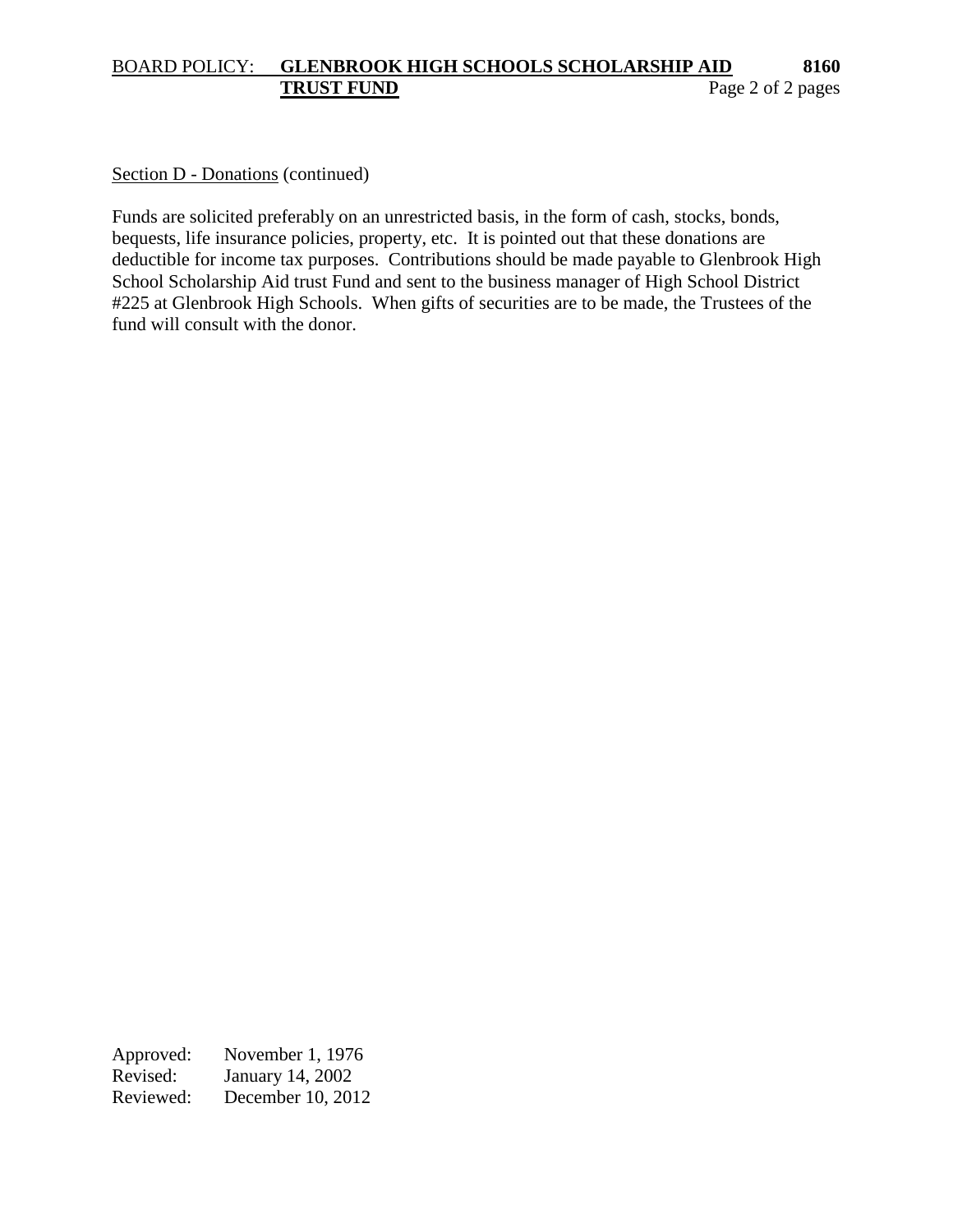Section D - Donations (continued)

Funds are solicited preferably on an unrestricted basis, in the form of cash, stocks, bonds, bequests, life insurance policies, property, etc. It is pointed out that these donations are deductible for income tax purposes. Contributions should be made payable to Glenbrook High School Scholarship Aid trust Fund and sent to the business manager of High School District #225 at Glenbrook High Schools. When gifts of securities are to be made, the Trustees of the fund will consult with the donor.

Approved: November 1, 1976
Revised: January 14, 2002
Reviewed: December 10, 2012